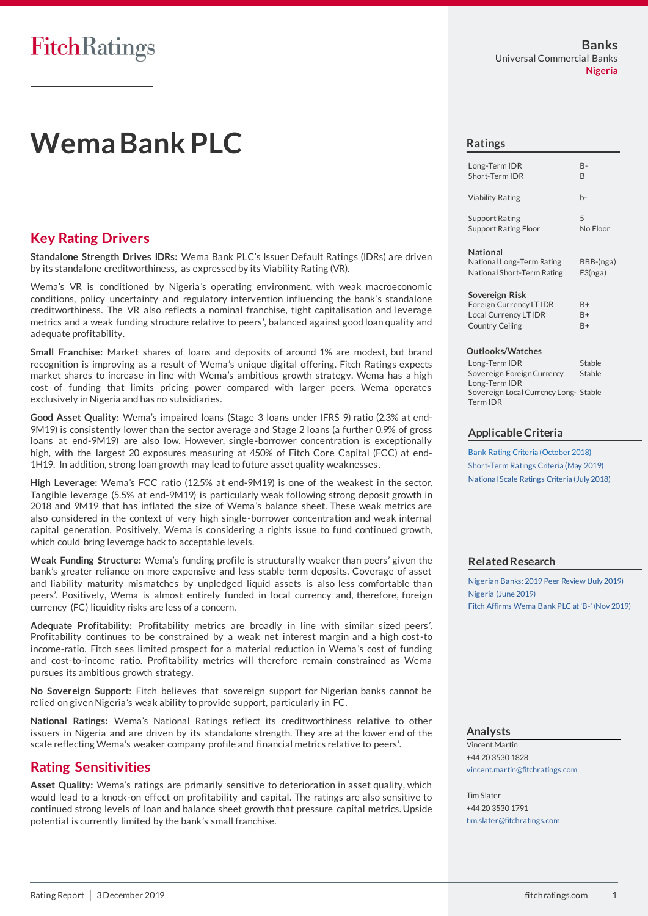FitchRatings

**Banks**
Universal Commercial Banks
**Nigeria**

# Wema Bank PLC

## Key Rating Drivers

**Standalone Strength Drives IDRs:** Wema Bank PLC's Issuer Default Ratings (IDRs) are driven by its standalone creditworthiness, as expressed by its Viability Rating (VR).

Wema's VR is conditioned by Nigeria's operating environment, with weak macroeconomic conditions, policy uncertainty and regulatory intervention influencing the bank's standalone creditworthiness. The VR also reflects a nominal franchise, tight capitalisation and leverage metrics and a weak funding structure relative to peers', balanced against good loan quality and adequate profitability.

**Small Franchise:** Market shares of loans and deposits of around 1% are modest, but brand recognition is improving as a result of Wema's unique digital offering. Fitch Ratings expects market shares to increase in line with Wema's ambitious growth strategy. Wema has a high cost of funding that limits pricing power compared with larger peers. Wema operates exclusively in Nigeria and has no subsidiaries.

**Good Asset Quality:** Wema's impaired loans (Stage 3 loans under IFRS 9) ratio (2.3% at end-9M19) is consistently lower than the sector average and Stage 2 loans (a further 0.9% of gross loans at end-9M19) are also low. However, single-borrower concentration is exceptionally high, with the largest 20 exposures measuring at 450% of Fitch Core Capital (FCC) at end-1H19. In addition, strong loan growth may lead to future asset quality weaknesses.

**High Leverage:** Wema's FCC ratio (12.5% at end-9M19) is one of the weakest in the sector. Tangible leverage (5.5% at end-9M19) is particularly weak following strong deposit growth in 2018 and 9M19 that has inflated the size of Wema's balance sheet. These weak metrics are also considered in the context of very high single-borrower concentration and weak internal capital generation. Positively, Wema is considering a rights issue to fund continued growth, which could bring leverage back to acceptable levels.

**Weak Funding Structure:** Wema's funding profile is structurally weaker than peers' given the bank's greater reliance on more expensive and less stable term deposits. Coverage of asset and liability maturity mismatches by unpledged liquid assets is also less comfortable than peers'. Positively, Wema is almost entirely funded in local currency and, therefore, foreign currency (FC) liquidity risks are less of a concern.

**Adequate Profitability:** Profitability metrics are broadly in line with similar sized peers'. Profitability continues to be constrained by a weak net interest margin and a high cost-to income-ratio. Fitch sees limited prospect for a material reduction in Wema's cost of funding and cost-to-income ratio. Profitability metrics will therefore remain constrained as Wema pursues its ambitious growth strategy.

**No Sovereign Support**: Fitch believes that sovereign support for Nigerian banks cannot be relied on given Nigeria's weak ability to provide support, particularly in FC.

**National Ratings:** Wema's National Ratings reflect its creditworthiness relative to other issuers in Nigeria and are driven by its standalone strength. They are at the lower end of the scale reflecting Wema's weaker company profile and financial metrics relative to peers'.

## Rating Sensitivities

**Asset Quality:** Wema's ratings are primarily sensitive to deterioration in asset quality, which would lead to a knock-on effect on profitability and capital. The ratings are also sensitive to continued strong levels of loan and balance sheet growth that pressure capital metrics. Upside potential is currently limited by the bank's small franchise.

## Ratings

| | |
|---|---|
| Long-Term IDR | B- |
| Short-Term IDR | B |
| Viability Rating | b- |
| Support Rating | 5 |
| Support Rating Floor | No Floor |
| **National** | |
| National Long-Term Rating | BBB-(nga) |
| National Short-Term Rating | F3(nga) |
| **Sovereign Risk** | |
| Foreign Currency LT IDR | B+ |
| Local Currency LT IDR | B+ |
| Country Ceiling | B+ |

**Outlooks/Watches**

| | |
|---|---|
| Long-Term IDR | Stable |
| Sovereign Foreign Currency Long-Term IDR | Stable |
| Sovereign Local Currency Long-Term IDR | Stable |

## Applicable Criteria

Bank Rating Criteria (October 2018)
Short-Term Ratings Criteria (May 2019)
National Scale Ratings Criteria (July 2018)

## Related Research

Nigerian Banks: 2019 Peer Review (July 2019)
Nigeria (June 2019)
Fitch Affirms Wema Bank PLC at 'B-' (Nov 2019)

## Analysts

Vincent Martin
+44 20 3530 1828
vincent.martin@fitchratings.com

Tim Slater
+44 20 3530 1791
tim.slater@fitchratings.com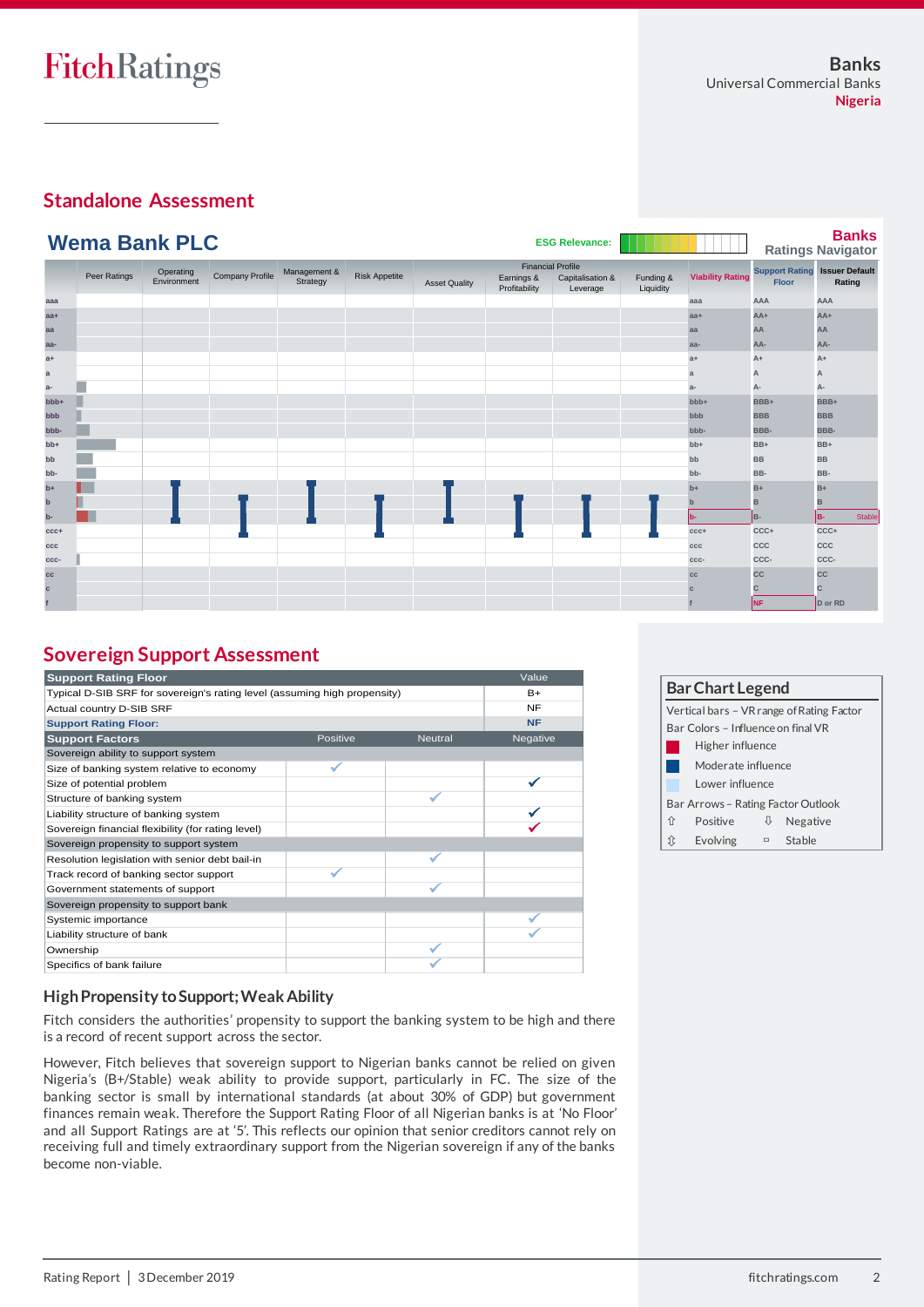# Standalone Assessment

## Wema Bank PLC

ESG Relevance:

**Banks Ratings Navigator**

| | Peer Ratings | Operating Environment | Company Profile | Management & Strategy | Risk Appetite | Asset Quality | Earnings & Profitability | Capitalisation & Leverage | Funding & Liquidity | Viability Rating | Support Rating Floor | Issuer Default Rating |
|---|---|---|---|---|---|---|---|---|---|---|---|---|
| | | | | | | | Financial Profile | | | | | |
| | | | | | | | | | | b- | NF | B- Stable |

# Sovereign Support Assessment

| Support Rating Floor | | | Value |
|---|---|---|---|
| Typical D-SIB SRF for sovereign's rating level (assuming high propensity) | | | B+ |
| Actual country D-SIB SRF | | | NF |
| **Support Rating Floor:** | | | **NF** |
| **Support Factors** | **Positive** | **Neutral** | **Negative** |
| Sovereign ability to support system | | | |
| Size of banking system relative to economy | ✓ | | |
| Size of potential problem | | | ✓ |
| Structure of banking system | | ✓ | |
| Liability structure of banking system | | | ✓ |
| Sovereign financial flexibility (for rating level) | | | ✓ |
| Sovereign propensity to support system | | | |
| Resolution legislation with senior debt bail-in | | ✓ | |
| Track record of banking sector support | ✓ | | |
| Government statements of support | | ✓ | |
| Sovereign propensity to support bank | | | |
| Systemic importance | | | ✓ |
| Liability structure of bank | | | ✓ |
| Ownership | | ✓ | |
| Specifics of bank failure | | ✓ | |

### High Propensity to Support; Weak Ability

Fitch considers the authorities' propensity to support the banking system to be high and there is a record of recent support across the sector.

However, Fitch believes that sovereign support to Nigerian banks cannot be relied on given Nigeria's (B+/Stable) weak ability to provide support, particularly in FC. The size of the banking sector is small by international standards (at about 30% of GDP) but government finances remain weak. Therefore the Support Rating Floor of all Nigerian banks is at 'No Floor' and all Support Ratings are at '5'. This reflects our opinion that senior creditors cannot rely on receiving full and timely extraordinary support from the Nigerian sovereign if any of the banks become non-viable.

**Bar Chart Legend**

Vertical bars – VR range of Rating Factor

Bar Colors – Influence on final VR

- Higher influence
- Moderate influence
- Lower influence

Bar Arrows – Rating Factor Outlook

- ⇧ Positive
- ⇩ Negative
- ⇳ Evolving
- ▫ Stable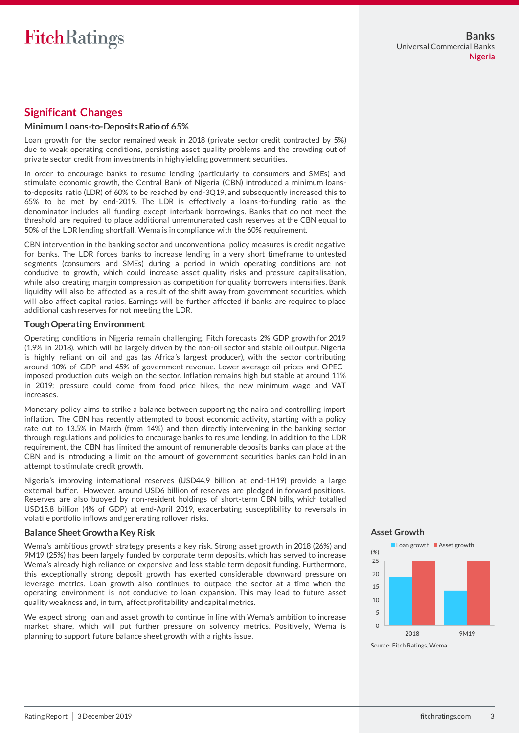## Significant Changes

### Minimum Loans-to-Deposits Ratio of 65%

Loan growth for the sector remained weak in 2018 (private sector credit contracted by 5%) due to weak operating conditions, persisting asset quality problems and the crowding out of private sector credit from investments in high yielding government securities.

In order to encourage banks to resume lending (particularly to consumers and SMEs) and stimulate economic growth, the Central Bank of Nigeria (CBN) introduced a minimum loans-to-deposits ratio (LDR) of 60% to be reached by end-3Q19, and subsequently increased this to 65% to be met by end-2019. The LDR is effectively a loans-to-funding ratio as the denominator includes all funding except interbank borrowings. Banks that do not meet the threshold are required to place additional unremunerated cash reserves at the CBN equal to 50% of the LDR lending shortfall. Wema is in compliance with the 60% requirement.

CBN intervention in the banking sector and unconventional policy measures is credit negative for banks. The LDR forces banks to increase lending in a very short timeframe to untested segments (consumers and SMEs) during a period in which operating conditions are not conducive to growth, which could increase asset quality risks and pressure capitalisation, while also creating margin compression as competition for quality borrowers intensifies. Bank liquidity will also be affected as a result of the shift away from government securities, which will also affect capital ratios. Earnings will be further affected if banks are required to place additional cash reserves for not meeting the LDR.

### Tough Operating Environment

Operating conditions in Nigeria remain challenging. Fitch forecasts 2% GDP growth for 2019 (1.9% in 2018), which will be largely driven by the non-oil sector and stable oil output. Nigeria is highly reliant on oil and gas (as Africa's largest producer), with the sector contributing around 10% of GDP and 45% of government revenue. Lower average oil prices and OPEC-imposed production cuts weigh on the sector. Inflation remains high but stable at around 11% in 2019; pressure could come from food price hikes, the new minimum wage and VAT increases.

Monetary policy aims to strike a balance between supporting the naira and controlling import inflation. The CBN has recently attempted to boost economic activity, starting with a policy rate cut to 13.5% in March (from 14%) and then directly intervening in the banking sector through regulations and policies to encourage banks to resume lending. In addition to the LDR requirement, the CBN has limited the amount of remunerable deposits banks can place at the CBN and is introducing a limit on the amount of government securities banks can hold in an attempt to stimulate credit growth.

Nigeria's improving international reserves (USD44.9 billion at end-1H19) provide a large external buffer. However, around USD6 billion of reserves are pledged in forward positions. Reserves are also buoyed by non-resident holdings of short-term CBN bills, which totalled USD15.8 billion (4% of GDP) at end-April 2019, exacerbating susceptibility to reversals in volatile portfolio inflows and generating rollover risks.

### Balance Sheet Growth a Key Risk

Wema's ambitious growth strategy presents a key risk. Strong asset growth in 2018 (26%) and 9M19 (25%) has been largely funded by corporate term deposits, which has served to increase Wema's already high reliance on expensive and less stable term deposit funding. Furthermore, this exceptionally strong deposit growth has exerted considerable downward pressure on leverage metrics. Loan growth also continues to outpace the sector at a time when the operating environment is not conducive to loan expansion. This may lead to future asset quality weakness and, in turn, affect profitability and capital metrics.

We expect strong loan and asset growth to continue in line with Wema's ambition to increase market share, which will put further pressure on solvency metrics. Positively, Wema is planning to support future balance sheet growth with a rights issue.

### Asset Growth

Loan growth / Asset growth (%)

| | Loan growth | Asset growth |
|---|---|---|
| 2018 | ~19 | ~25 |
| 9M19 | ~13.5 | ~25 |

Source: Fitch Ratings, Wema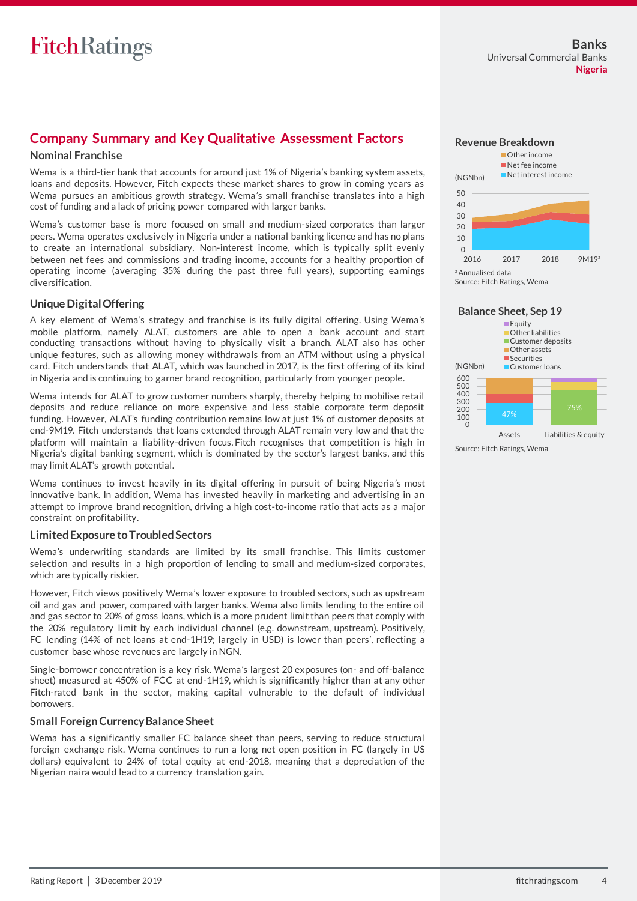## Company Summary and Key Qualitative Assessment Factors

### Nominal Franchise

Wema is a third-tier bank that accounts for around just 1% of Nigeria's banking system assets, loans and deposits. However, Fitch expects these market shares to grow in coming years as Wema pursues an ambitious growth strategy. Wema's small franchise translates into a high cost of funding and a lack of pricing power compared with larger banks.

Wema's customer base is more focused on small and medium-sized corporates than larger peers. Wema operates exclusively in Nigeria under a national banking licence and has no plans to create an international subsidiary. Non-interest income, which is typically split evenly between net fees and commissions and trading income, accounts for a healthy proportion of operating income (averaging 35% during the past three full years), supporting earnings diversification.

### Unique Digital Offering

A key element of Wema's strategy and franchise is its fully digital offering. Using Wema's mobile platform, namely ALAT, customers are able to open a bank account and start conducting transactions without having to physically visit a branch. ALAT also has other unique features, such as allowing money withdrawals from an ATM without using a physical card. Fitch understands that ALAT, which was launched in 2017, is the first offering of its kind in Nigeria and is continuing to garner brand recognition, particularly from younger people.

Wema intends for ALAT to grow customer numbers sharply, thereby helping to mobilise retail deposits and reduce reliance on more expensive and less stable corporate term deposit funding. However, ALAT's funding contribution remains low at just 1% of customer deposits at end-9M19. Fitch understands that loans extended through ALAT remain very low and that the platform will maintain a liability-driven focus. Fitch recognises that competition is high in Nigeria's digital banking segment, which is dominated by the sector's largest banks, and this may limit ALAT's growth potential.

Wema continues to invest heavily in its digital offering in pursuit of being Nigeria's most innovative bank. In addition, Wema has invested heavily in marketing and advertising in an attempt to improve brand recognition, driving a high cost-to-income ratio that acts as a major constraint on profitability.

### Limited Exposure to Troubled Sectors

Wema's underwriting standards are limited by its small franchise. This limits customer selection and results in a high proportion of lending to small and medium-sized corporates, which are typically riskier.

However, Fitch views positively Wema's lower exposure to troubled sectors, such as upstream oil and gas and power, compared with larger banks. Wema also limits lending to the entire oil and gas sector to 20% of gross loans, which is a more prudent limit than peers that comply with the 20% regulatory limit by each individual channel (e.g. downstream, upstream). Positively, FC lending (14% of net loans at end-1H19; largely in USD) is lower than peers', reflecting a customer base whose revenues are largely in NGN.

Single-borrower concentration is a key risk. Wema's largest 20 exposures (on- and off-balance sheet) measured at 450% of FCC at end-1H19, which is significantly higher than at any other Fitch-rated bank in the sector, making capital vulnerable to the default of individual borrowers.

### Small Foreign Currency Balance Sheet

Wema has a significantly smaller FC balance sheet than peers, serving to reduce structural foreign exchange risk. Wema continues to run a long net open position in FC (largely in US dollars) equivalent to 24% of total equity at end-2018, meaning that a depreciation of the Nigerian naira would lead to a currency translation gain.

### Revenue Breakdown

(NGNbn) — Other income; Net fee income; Net interest income — 2016, 2017, 2018, 9M19[a]

[a] Annualised data
Source: Fitch Ratings, Wema

### Balance Sheet, Sep 19

(NGNbn) — Assets: Customer loans 47%, Securities, Other assets; Liabilities & equity: Customer deposits 75%, Other liabilities, Equity

Source: Fitch Ratings, Wema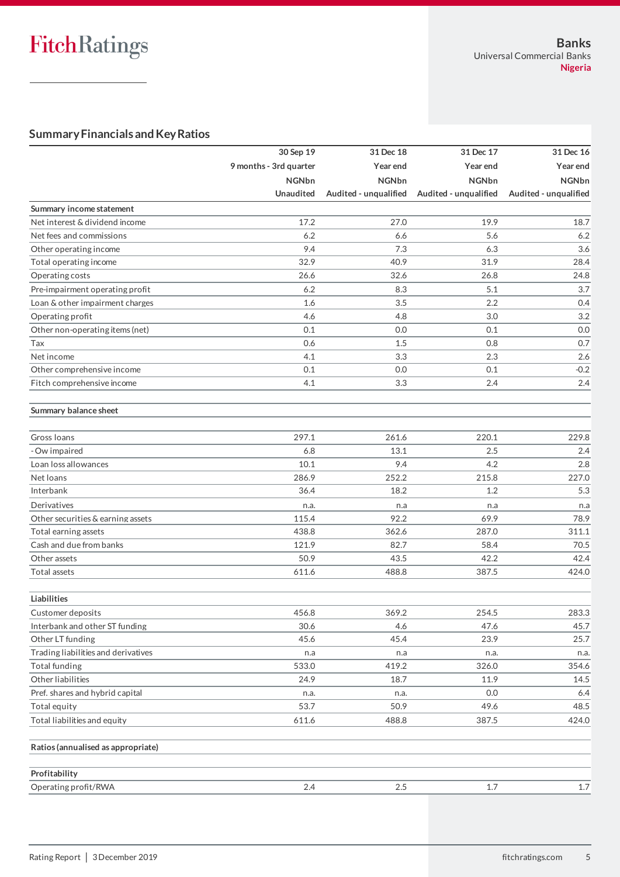## Summary Financials and Key Ratios

| | 30 Sep 19 | 31 Dec 18 | 31 Dec 17 | 31 Dec 16 |
|---|---|---|---|---|
| | 9 months - 3rd quarter | Year end | Year end | Year end |
| | NGNbn | NGNbn | NGNbn | NGNbn |
| | Unaudited | Audited - unqualified | Audited - unqualified | Audited - unqualified |
| **Summary income statement** | | | | |
| Net interest & dividend income | 17.2 | 27.0 | 19.9 | 18.7 |
| Net fees and commissions | 6.2 | 6.6 | 5.6 | 6.2 |
| Other operating income | 9.4 | 7.3 | 6.3 | 3.6 |
| Total operating income | 32.9 | 40.9 | 31.9 | 28.4 |
| Operating costs | 26.6 | 32.6 | 26.8 | 24.8 |
| Pre-impairment operating profit | 6.2 | 8.3 | 5.1 | 3.7 |
| Loan & other impairment charges | 1.6 | 3.5 | 2.2 | 0.4 |
| Operating profit | 4.6 | 4.8 | 3.0 | 3.2 |
| Other non-operating items (net) | 0.1 | 0.0 | 0.1 | 0.0 |
| Tax | 0.6 | 1.5 | 0.8 | 0.7 |
| Net income | 4.1 | 3.3 | 2.3 | 2.6 |
| Other comprehensive income | 0.1 | 0.0 | 0.1 | -0.2 |
| Fitch comprehensive income | 4.1 | 3.3 | 2.4 | 2.4 |
| | | | | |
| **Summary balance sheet** | | | | |
| | | | | |
| Gross loans | 297.1 | 261.6 | 220.1 | 229.8 |
| - Ow impaired | 6.8 | 13.1 | 2.5 | 2.4 |
| Loan loss allowances | 10.1 | 9.4 | 4.2 | 2.8 |
| Net loans | 286.9 | 252.2 | 215.8 | 227.0 |
| Interbank | 36.4 | 18.2 | 1.2 | 5.3 |
| Derivatives | n.a. | n.a | n.a | n.a |
| Other securities & earning assets | 115.4 | 92.2 | 69.9 | 78.9 |
| Total earning assets | 438.8 | 362.6 | 287.0 | 311.1 |
| Cash and due from banks | 121.9 | 82.7 | 58.4 | 70.5 |
| Other assets | 50.9 | 43.5 | 42.2 | 42.4 |
| Total assets | 611.6 | 488.8 | 387.5 | 424.0 |
| | | | | |
| **Liabilities** | | | | |
| Customer deposits | 456.8 | 369.2 | 254.5 | 283.3 |
| Interbank and other ST funding | 30.6 | 4.6 | 47.6 | 45.7 |
| Other LT funding | 45.6 | 45.4 | 23.9 | 25.7 |
| Trading liabilities and derivatives | n.a | n.a | n.a. | n.a. |
| Total funding | 533.0 | 419.2 | 326.0 | 354.6 |
| Other liabilities | 24.9 | 18.7 | 11.9 | 14.5 |
| Pref. shares and hybrid capital | n.a. | n.a. | 0.0 | 6.4 |
| Total equity | 53.7 | 50.9 | 49.6 | 48.5 |
| Total liabilities and equity | 611.6 | 488.8 | 387.5 | 424.0 |
| | | | | |
| **Ratios (annualised as appropriate)** | | | | |
| | | | | |
| **Profitability** | | | | |
| Operating profit/RWA | 2.4 | 2.5 | 1.7 | 1.7 |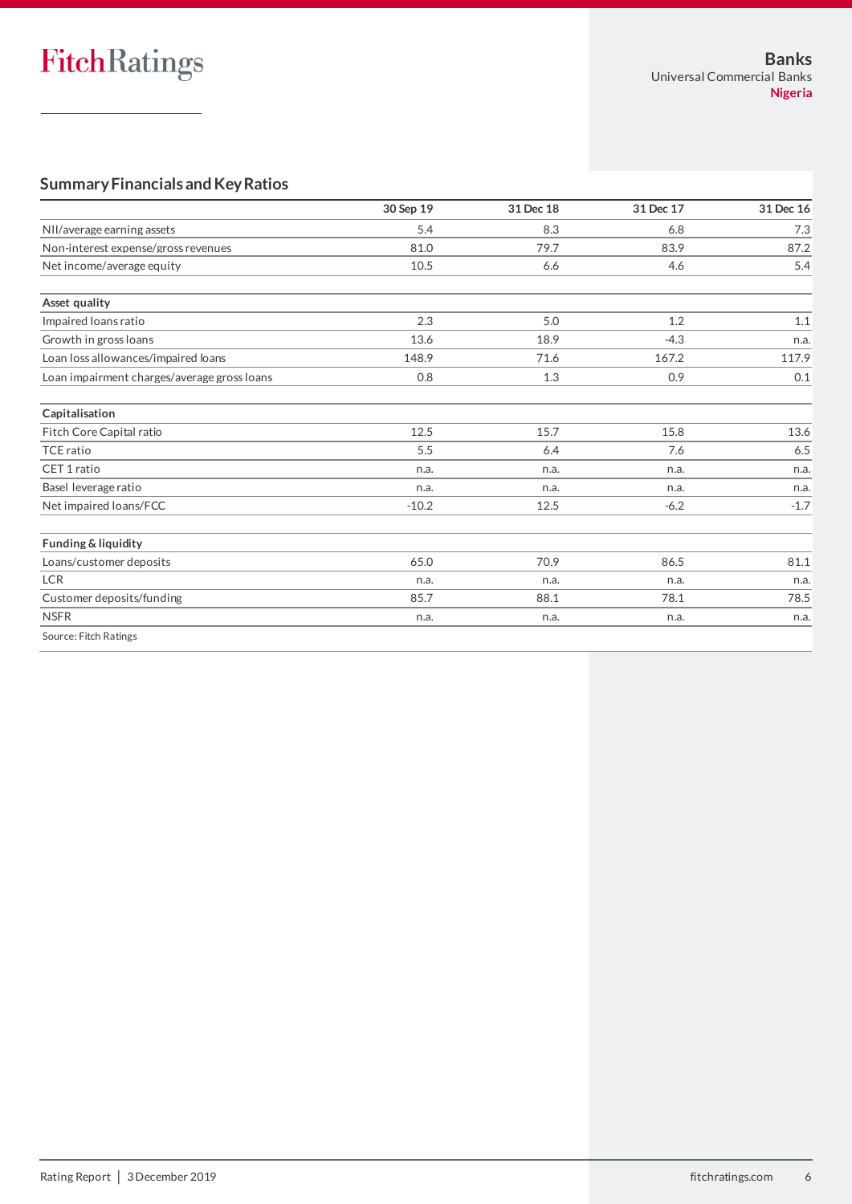## Summary Financials and Key Ratios

| | 30 Sep 19 | 31 Dec 18 | 31 Dec 17 | 31 Dec 16 |
|---|---|---|---|---|
| NII/average earning assets | 5.4 | 8.3 | 6.8 | 7.3 |
| Non-interest expense/gross revenues | 81.0 | 79.7 | 83.9 | 87.2 |
| Net income/average equity | 10.5 | 6.6 | 4.6 | 5.4 |
| | | | | |
| **Asset quality** | | | | |
| Impaired loans ratio | 2.3 | 5.0 | 1.2 | 1.1 |
| Growth in gross loans | 13.6 | 18.9 | -4.3 | n.a. |
| Loan loss allowances/impaired loans | 148.9 | 71.6 | 167.2 | 117.9 |
| Loan impairment charges/average gross loans | 0.8 | 1.3 | 0.9 | 0.1 |
| | | | | |
| **Capitalisation** | | | | |
| Fitch Core Capital ratio | 12.5 | 15.7 | 15.8 | 13.6 |
| TCE ratio | 5.5 | 6.4 | 7.6 | 6.5 |
| CET 1 ratio | n.a. | n.a. | n.a. | n.a. |
| Basel leverage ratio | n.a. | n.a. | n.a. | n.a. |
| Net impaired loans/FCC | -10.2 | 12.5 | -6.2 | -1.7 |
| | | | | |
| **Funding & liquidity** | | | | |
| Loans/customer deposits | 65.0 | 70.9 | 86.5 | 81.1 |
| LCR | n.a. | n.a. | n.a. | n.a. |
| Customer deposits/funding | 85.7 | 88.1 | 78.1 | 78.5 |
| NSFR | n.a. | n.a. | n.a. | n.a. |

Source: Fitch Ratings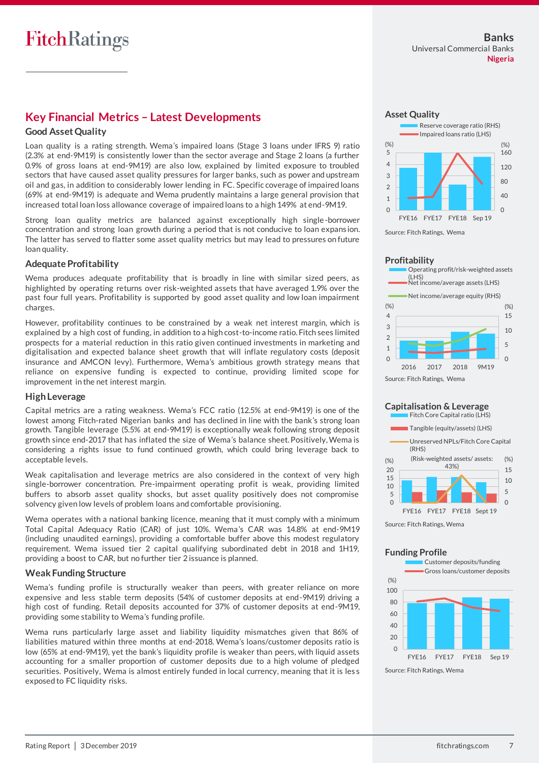## Key Financial Metrics – Latest Developments

### Good Asset Quality

Loan quality is a rating strength. Wema's impaired loans (Stage 3 loans under IFRS 9) ratio (2.3% at end-9M19) is consistently lower than the sector average and Stage 2 loans (a further 0.9% of gross loans at end-9M19) are also low, explained by limited exposure to troubled sectors that have caused asset quality pressures for larger banks, such as power and upstream oil and gas, in addition to considerably lower lending in FC. Specific coverage of impaired loans (69% at end-9M19) is adequate and Wema prudently maintains a large general provision that increased total loan loss allowance coverage of impaired loans to a high 149% at end-9M19.

Strong loan quality metrics are balanced against exceptionally high single-borrower concentration and strong loan growth during a period that is not conducive to loan expansion. The latter has served to flatter some asset quality metrics but may lead to pressures on future loan quality.

### Adequate Profitability

Wema produces adequate profitability that is broadly in line with similar sized peers, as highlighted by operating returns over risk-weighted assets that have averaged 1.9% over the past four full years. Profitability is supported by good asset quality and low loan impairment charges.

However, profitability continues to be constrained by a weak net interest margin, which is explained by a high cost of funding, in addition to a high cost-to-income ratio. Fitch sees limited prospects for a material reduction in this ratio given continued investments in marketing and digitalisation and expected balance sheet growth that will inflate regulatory costs (deposit insurance and AMCON levy). Furthermore, Wema's ambitious growth strategy means that reliance on expensive funding is expected to continue, providing limited scope for improvement in the net interest margin.

### High Leverage

Capital metrics are a rating weakness. Wema's FCC ratio (12.5% at end-9M19) is one of the lowest among Fitch-rated Nigerian banks and has declined in line with the bank's strong loan growth. Tangible leverage (5.5% at end-9M19) is exceptionally weak following strong deposit growth since end-2017 that has inflated the size of Wema's balance sheet. Positively, Wema is considering a rights issue to fund continued growth, which could bring leverage back to acceptable levels.

Weak capitalisation and leverage metrics are also considered in the context of very high single-borrower concentration. Pre-impairment operating profit is weak, providing limited buffers to absorb asset quality shocks, but asset quality positively does not compromise solvency given low levels of problem loans and comfortable provisioning.

Wema operates with a national banking licence, meaning that it must comply with a minimum Total Capital Adequacy Ratio (CAR) of just 10%. Wema's CAR was 14.8% at end-9M19 (including unaudited earnings), providing a comfortable buffer above this modest regulatory requirement. Wema issued tier 2 capital qualifying subordinated debt in 2018 and 1H19, providing a boost to CAR, but no further tier 2 issuance is planned.

### Weak Funding Structure

Wema's funding profile is structurally weaker than peers, with greater reliance on more expensive and less stable term deposits (54% of customer deposits at end-9M19) driving a high cost of funding. Retail deposits accounted for 37% of customer deposits at end-9M19, providing some stability to Wema's funding profile.

Wema runs particularly large asset and liability liquidity mismatches given that 86% of liabilities matured within three months at end-2018. Wema's loans/customer deposits ratio is low (65% at end-9M19), yet the bank's liquidity profile is weaker than peers, with liquid assets accounting for a smaller proportion of customer deposits due to a high volume of pledged securities. Positively, Wema is almost entirely funded in local currency, meaning that it is less exposed to FC liquidity risks.

#### Asset Quality

Reserve coverage ratio (RHS); Impaired loans ratio (LHS)

Source: Fitch Ratings, Wema

#### Profitability

Operating profit/risk-weighted assets (LHS); Net income/average assets (LHS); Net income/average equity (RHS)

Source: Fitch Ratings, Wema

#### Capitalisation & Leverage

Fitch Core Capital ratio (LHS); Tangible (equity/assets) (LHS); Unreserved NPLs/Fitch Core Capital (RHS)

(Risk-weighted assets/ assets: 43%)

Source: Fitch Ratings, Wema

#### Funding Profile

Customer deposits/funding; Gross loans/customer deposits

Source: Fitch Ratings, Wema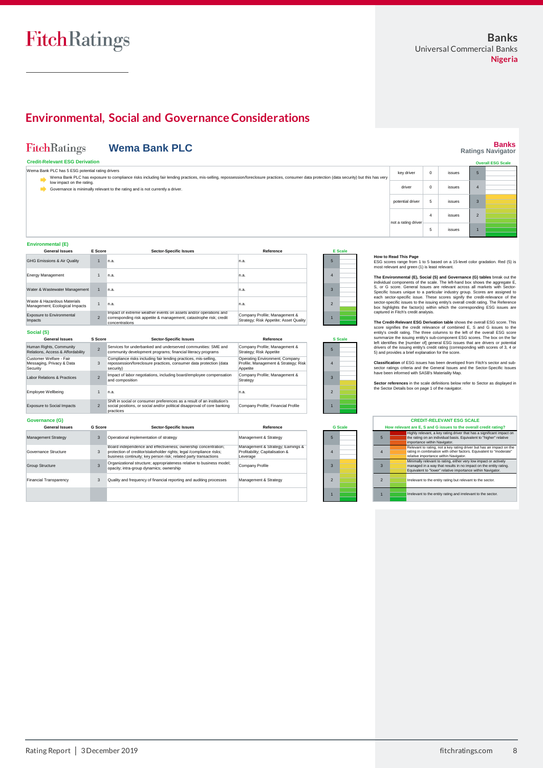## Environmental, Social and Governance Considerations

**FitchRatings** — **Wema Bank PLC**

**Banks Ratings Navigator**

### Credit-Relevant ESG Derivation

Wema Bank PLC has 5 ESG potential rating drivers

- Wema Bank PLC has exposure to compliance risks including fair lending practices, mis-selling, repossession/foreclosure practices, consumer data protection (data security) but this has very low impact on the rating.
- Governance is minimally relevant to the rating and is not currently a driver.

| | | | Overall ESG Scale |
|---|---|---|---|
| key driver | 0 | issues | 5 |
| driver | 0 | issues | 4 |
| potential driver | 5 | issues | 3 |
| not a rating driver | 4 | issues | 2 |
| | 5 | issues | 1 |

### Environmental (E)

| General Issues | E Score | Sector-Specific Issues | Reference | E Scale |
|---|---|---|---|---|
| GHG Emissions & Air Quality | 1 | n.a. | n.a. | 5 |
| Energy Management | 1 | n.a. | n.a. | 4 |
| Water & Wastewater Management | 1 | n.a. | n.a. | 3 |
| Waste & Hazardous Materials Management; Ecological Impacts | 1 | n.a. | n.a. | 2 |
| Exposure to Environmental Impacts | 2 | Impact of extreme weather events on assets and/or operations and corresponding risk appetite & management; catastrophe risk; credit concentrations | Company Profile; Management & Strategy; Risk Appetite; Asset Quality | 1 |

### Social (S)

| General Issues | S Score | Sector-Specific Issues | Reference | S Scale |
|---|---|---|---|---|
| Human Rights, Community Relations, Access & Affordability | 2 | Services for underbanked and underserved communities: SME and community development programs; financial literacy programs | Company Profile; Management & Strategy; Risk Appetite | 5 |
| Customer Welfare - Fair Messaging, Privacy & Data Security | 3 | Compliance risks including fair lending practices, mis-selling, repossession/foreclosure practices, consumer data protection (data security) | Operating Environment; Company Profile; Management & Strategy; Risk Appetite | 4 |
| Labor Relations & Practices | 2 | Impact of labor negotiations, including board/employee compensation and composition | Company Profile; Management & Strategy | 3 |
| Employee Wellbeing | 1 | n.a. | n.a. | 2 |
| Exposure to Social Impacts | 2 | Shift in social or consumer preferences as a result of an institution's social positions, or social and/or political disapproval of core banking practices | Company Profile; Financial Profile | 1 |

### Governance (G)

| General Issues | G Score | Sector-Specific Issues | Reference | G Scale |
|---|---|---|---|---|
| Management Strategy | 3 | Operational implementation of strategy | Management & Strategy | 5 |
| Governance Structure | 3 | Board independence and effectiveness; ownership concentration; protection of creditor/stakeholder rights; legal /compliance risks; business continuity; key person risk; related party transactions | Management & Strategy; Earnings & Profitability; Capitalisation & Leverage | 4 |
| Group Structure | 3 | Organizational structure; appropriateness relative to business model; opacity; intra-group dynamics; ownership | Company Profile | 3 |
| Financial Transparency | 3 | Quality and frequency of financial reporting and auditing processes | Management & Strategy | 2 |
| | | | | 1 |

**How to Read This Page**
ESG scores range from 1 to 5 based on a 15-level color gradation. Red (5) is most relevant and green (1) is least relevant.

**The Environmental (E), Social (S) and Governance (G) tables** break out the individual components of the scale. The left-hand box shows the aggregate E, S, or G score. General Issues are relevant across all markets with Sector-Specific Issues unique to a particular industry group. Scores are assigned to each sector-specific issue. These scores signify the credit-relevance of the sector-specific issues to the issuing entity's overall credit rating. The Reference box highlights the factor(s) within which the corresponding ESG issues are captured in Fitch's credit analysis.

**The Credit-Relevant ESG Derivation table** shows the overall ESG score. This score signifies the credit relevance of combined E, S and G issues to the entity's credit rating. The three columns to the left of the overall ESG score summarize the issuing entity's sub-component ESG scores. The box on the far left identifies the [number of] general ESG issues that are drivers or potential drivers of the issuing entity's credit rating (corresponding with scores of 3, 4 or 5) and provides a brief explanation for the score.

**Classification** of ESG issues has been developed from Fitch's sector and sub-sector ratings criteria and the General Issues and the Sector-Specific Issues have been informed with SASB's Materiality Map.

**Sector references** in the scale definitions below refer to Sector as displayed in the Sector Details box on page 1 of the navigator.

**CREDIT-RELEVANT ESG SCALE**

How relevant are E, S and G issues to the overall credit rating?

| Score | Description |
|---|---|
| 5 | Highly relevant, a key rating driver that has a significant impact on the rating on an individual basis. Equivalent to "higher" relative importance within Navigator. |
| 4 | Relevant to rating, not a key rating driver but has an impact on the rating in combination with other factors. Equivalent to "moderate" relative importance within Navigator. |
| 3 | Minimally relevant to rating, either very low impact or actively managed in a way that results in no impact on the entity rating. Equivalent to "lower" relative importance within Navigator. |
| 2 | Irrelevant to the entity rating but relevant to the sector. |
| 1 | Irrelevant to the entity rating and irrelevant to the sector. |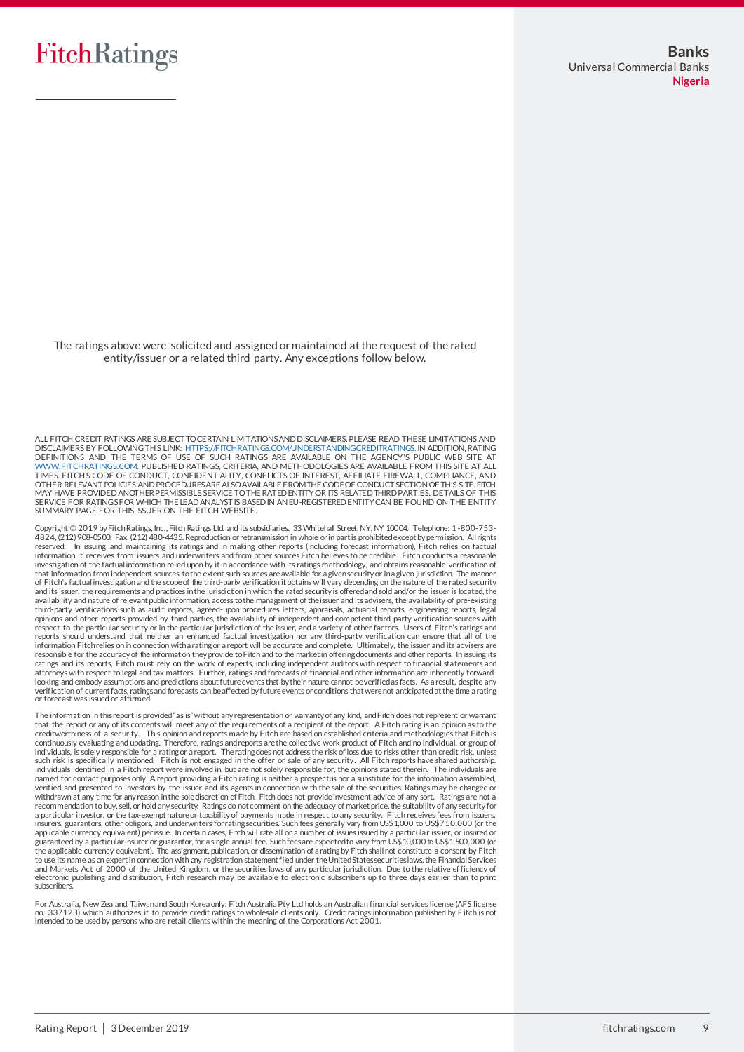The ratings above were solicited and assigned or maintained at the request of the rated entity/issuer or a related third party. Any exceptions follow below.

ALL FITCH CREDIT RATINGS ARE SUBJECT TO CERTAIN LIMITATIONS AND DISCLAIMERS. PLEASE READ THESE LIMITATIONS AND DISCLAIMERS BY FOLLOWING THIS LINK: HTTPS://FITCHRATINGS.COM/UNDERSTANDINGCREDITRATINGS. IN ADDITION, RATING DEFINITIONS AND THE TERMS OF USE OF SUCH RATINGS ARE AVAILABLE ON THE AGENCY'S PUBLIC WEB SITE AT WWW.FITCHRATINGS.COM. PUBLISHED RATINGS, CRITERIA, AND METHODOLOGIES ARE AVAILABLE FROM THIS SITE AT ALL TIMES. FITCH'S CODE OF CONDUCT, CONFIDENTIALITY, CONFLICTS OF INTEREST, AFFILIATE FIREWALL, COMPLIANCE, AND OTHER RELEVANT POLICIES AND PROCEDURES ARE ALSO AVAILABLE FROM THE CODE OF CONDUCT SECTION OF THIS SITE. FITCH MAY HAVE PROVIDED ANOTHER PERMISSIBLE SERVICE TO THE RATED ENTITY OR ITS RELATED THIRD PARTIES. DETAILS OF THIS SERVICE FOR RATINGS FOR WHICH THE LEAD ANALYST IS BASED IN AN EU-REGISTERED ENTITY CAN BE FOUND ON THE ENTITY SUMMARY PAGE FOR THIS ISSUER ON THE FITCH WEBSITE.

Copyright © 2019 by Fitch Ratings, Inc., Fitch Ratings Ltd. and its subsidiaries. 33 Whitehall Street, NY, NY 10004. Telephone: 1-800-753-4824, (212) 908-0500. Fax: (212) 480-4435. Reproduction or retransmission in whole or in part is prohibited except by permission. All rights reserved. In issuing and maintaining its ratings and in making other reports (including forecast information), Fitch relies on factual information it receives from issuers and underwriters and from other sources Fitch believes to be credible. Fitch conducts a reasonable investigation of the factual information relied upon by it in accordance with its ratings methodology, and obtains reasonable verification of that information from independent sources, to the extent such sources are available for a given security or in a given jurisdiction. The manner of Fitch's factual investigation and the scope of the third-party verification it obtains will vary depending on the nature of the rated security and its issuer, the requirements and practices in the jurisdiction in which the rated security is offered and sold and/or the issuer is located, the availability and nature of relevant public information, access to the management of the issuer and its advisers, the availability of pre-existing third-party verifications such as audit reports, agreed-upon procedures letters, appraisals, actuarial reports, engineering reports, legal opinions and other reports provided by third parties, the availability of independent and competent third-party verification sources with respect to the particular security or in the particular jurisdiction of the issuer, and a variety of other factors. Users of Fitch's ratings and reports should understand that neither an enhanced factual investigation nor any third-party verification can ensure that all of the information Fitch relies on in connection with a rating or a report will be accurate and complete. Ultimately, the issuer and its advisers are responsible for the accuracy of the information they provide to Fitch and to the market in offering documents and other reports. In issuing its ratings and its reports, Fitch must rely on the work of experts, including independent auditors with respect to financial statements and attorneys with respect to legal and tax matters. Further, ratings and forecasts of financial and other information are inherently forward-looking and embody assumptions and predictions about future events that by their nature cannot be verified as facts. As a result, despite any verification of current facts, ratings and forecasts can be affected by future events or conditions that were not anticipated at the time a rating or forecast was issued or affirmed.

The information in this report is provided "as is" without any representation or warranty of any kind, and Fitch does not represent or warrant that the report or any of its contents will meet any of the requirements of a recipient of the report. A Fitch rating is an opinion as to the creditworthiness of a security. This opinion and reports made by Fitch are based on established criteria and methodologies that Fitch is continuously evaluating and updating. Therefore, ratings and reports are the collective work product of Fitch and no individual, or group of individuals, is solely responsible for a rating or a report. The rating does not address the risk of loss due to risks other than credit risk, unless such risk is specifically mentioned. Fitch is not engaged in the offer or sale of any security. All Fitch reports have shared authorship. Individuals identified in a Fitch report were involved in, but are not solely responsible for, the opinions stated therein. The individuals are named for contact purposes only. A report providing a Fitch rating is neither a prospectus nor a substitute for the information assembled, verified and presented to investors by the issuer and its agents in connection with the sale of the securities. Ratings may be changed or withdrawn at any time for any reason in the sole discretion of Fitch. Fitch does not provide investment advice of any sort. Ratings are not a recommendation to buy, sell, or hold any security. Ratings do not comment on the adequacy of market price, the suitability of any security for a particular investor, or the tax-exempt nature or taxability of payments made in respect to any security. Fitch receives fees from issuers, insurers, guarantors, other obligors, and underwriters for rating securities. Such fees generally vary from US$1,000 to US$750,000 (or the applicable currency equivalent) per issue. In certain cases, Fitch will rate all or a number of issues issued by a particular issuer, or insured or guaranteed by a particular insurer or guarantor, for a single annual fee. Such fees are expected to vary from US$10,000 to US$1,500,000 (or the applicable currency equivalent). The assignment, publication, or dissemination of a rating by Fitch shall not constitute a consent by Fitch to use its name as an expert in connection with any registration statement filed under the United States securities laws, the Financial Services and Markets Act of 2000 of the United Kingdom, or the securities laws of any particular jurisdiction. Due to the relative efficiency of electronic publishing and distribution, Fitch research may be available to electronic subscribers up to three days earlier than to print subscribers.

For Australia, New Zealand, Taiwan and South Korea only: Fitch Australia Pty Ltd holds an Australian financial services license (AFS license no. 337123) which authorizes it to provide credit ratings to wholesale clients only. Credit ratings information published by Fitch is not intended to be used by persons who are retail clients within the meaning of the Corporations Act 2001.